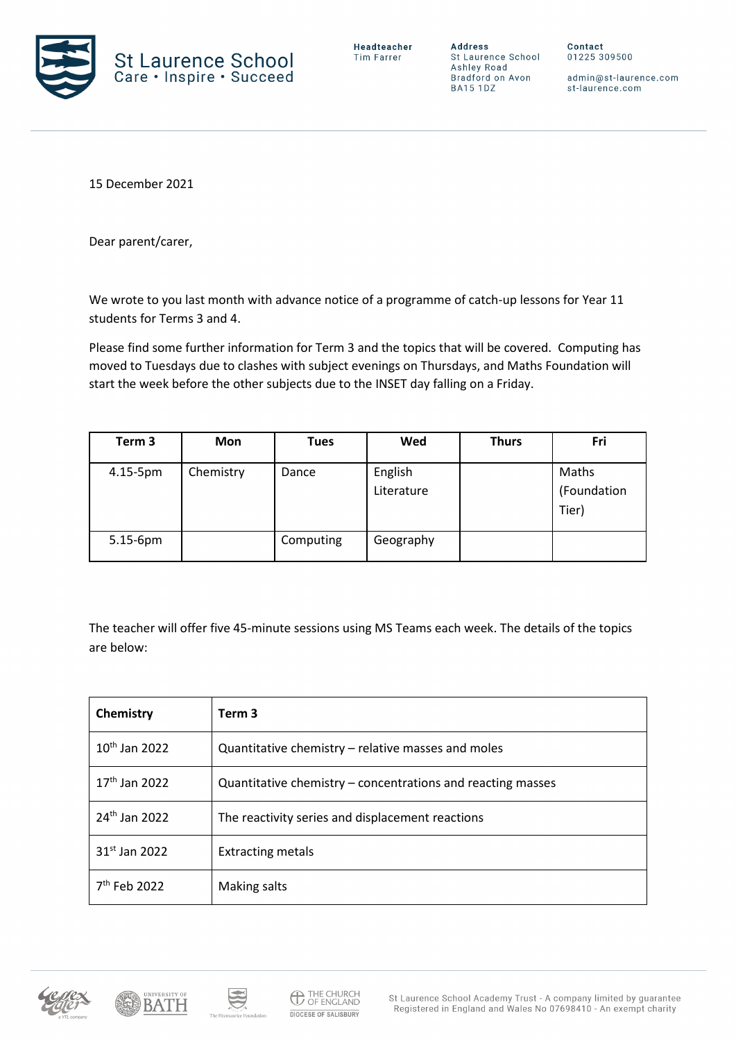St Laurence School
Care • Inspire • Succeed

**Headteacher**
Tim Farrer

**Address**
St Laurence School
Ashley Road
Bradford on Avon
BA15 1DZ

**Contact**
01225 309500

admin@st-laurence.com
st-laurence.com

15 December 2021

Dear parent/carer,

We wrote to you last month with advance notice of a programme of catch-up lessons for Year 11 students for Terms 3 and 4.

Please find some further information for Term 3 and the topics that will be covered. Computing has moved to Tuesdays due to clashes with subject evenings on Thursdays, and Maths Foundation will start the week before the other subjects due to the INSET day falling on a Friday.

| Term 3 | Mon | Tues | Wed | Thurs | Fri |
|---|---|---|---|---|---|
| 4.15-5pm | Chemistry | Dance | English Literature | | Maths (Foundation Tier) |
| 5.15-6pm | | Computing | Geography | | |

The teacher will offer five 45-minute sessions using MS Teams each week. The details of the topics are below:

| **Chemistry** | **Term 3** |
|---|---|
| 10th Jan 2022 | Quantitative chemistry – relative masses and moles |
| 17th Jan 2022 | Quantitative chemistry – concentrations and reacting masses |
| 24th Jan 2022 | The reactivity series and displacement reactions |
| 31st Jan 2022 | Extracting metals |
| 7th Feb 2022 | Making salts |

St Laurence School Academy Trust - A company limited by guarantee
Registered in England and Wales No 07698410 - An exempt charity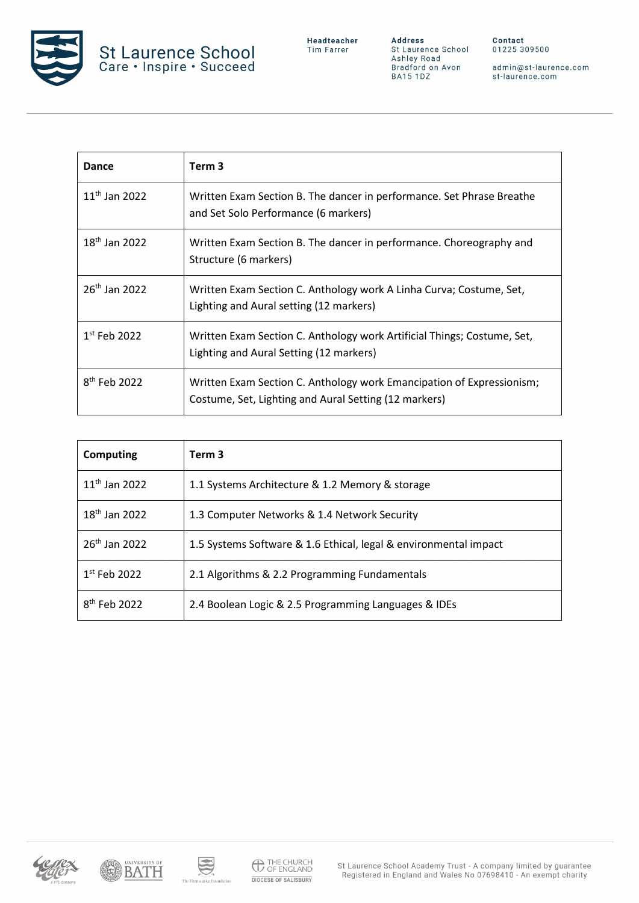| Dance | Term 3 |
|---|---|
| 11th Jan 2022 | Written Exam Section B. The dancer in performance. Set Phrase Breathe and Set Solo Performance (6 markers) |
| 18th Jan 2022 | Written Exam Section B. The dancer in performance. Choreography and Structure (6 markers) |
| 26th Jan 2022 | Written Exam Section C. Anthology work A Linha Curva; Costume, Set, Lighting and Aural setting (12 markers) |
| 1st Feb 2022 | Written Exam Section C. Anthology work Artificial Things; Costume, Set, Lighting and Aural Setting (12 markers) |
| 8th Feb 2022 | Written Exam Section C. Anthology work Emancipation of Expressionism; Costume, Set, Lighting and Aural Setting (12 markers) |

| Computing | Term 3 |
|---|---|
| 11th Jan 2022 | 1.1 Systems Architecture & 1.2 Memory & storage |
| 18th Jan 2022 | 1.3 Computer Networks & 1.4 Network Security |
| 26th Jan 2022 | 1.5 Systems Software & 1.6 Ethical, legal & environmental impact |
| 1st Feb 2022 | 2.1 Algorithms & 2.2 Programming Fundamentals |
| 8th Feb 2022 | 2.4 Boolean Logic & 2.5 Programming Languages & IDEs |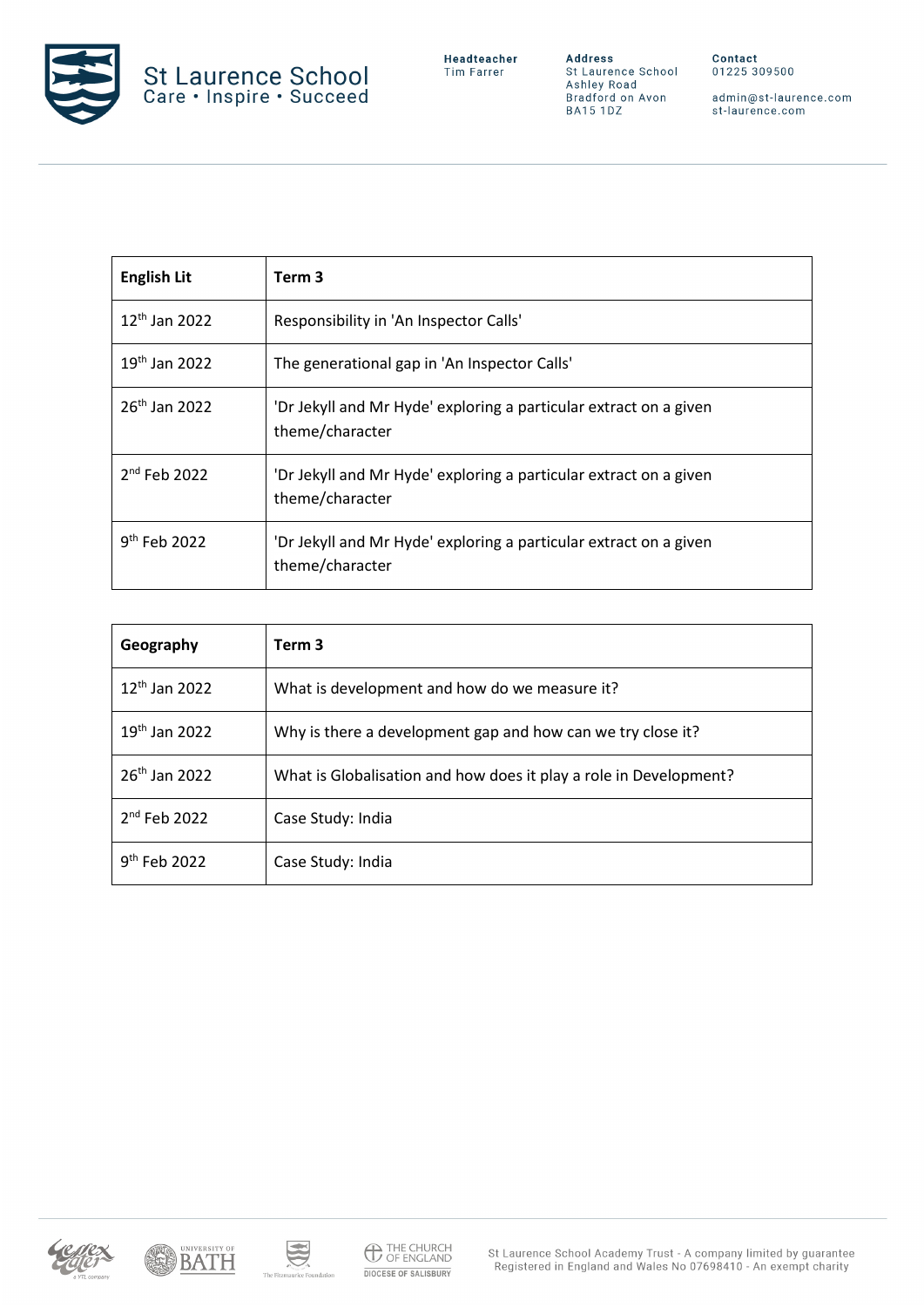| English Lit | Term 3 |
| --- | --- |
| 12th Jan 2022 | Responsibility in 'An Inspector Calls' |
| 19th Jan 2022 | The generational gap in 'An Inspector Calls' |
| 26th Jan 2022 | 'Dr Jekyll and Mr Hyde' exploring a particular extract on a given theme/character |
| 2nd Feb 2022 | 'Dr Jekyll and Mr Hyde' exploring a particular extract on a given theme/character |
| 9th Feb 2022 | 'Dr Jekyll and Mr Hyde' exploring a particular extract on a given theme/character |

| Geography | Term 3 |
| --- | --- |
| 12th Jan 2022 | What is development and how do we measure it? |
| 19th Jan 2022 | Why is there a development gap and how can we try close it? |
| 26th Jan 2022 | What is Globalisation and how does it play a role in Development? |
| 2nd Feb 2022 | Case Study: India |
| 9th Feb 2022 | Case Study: India |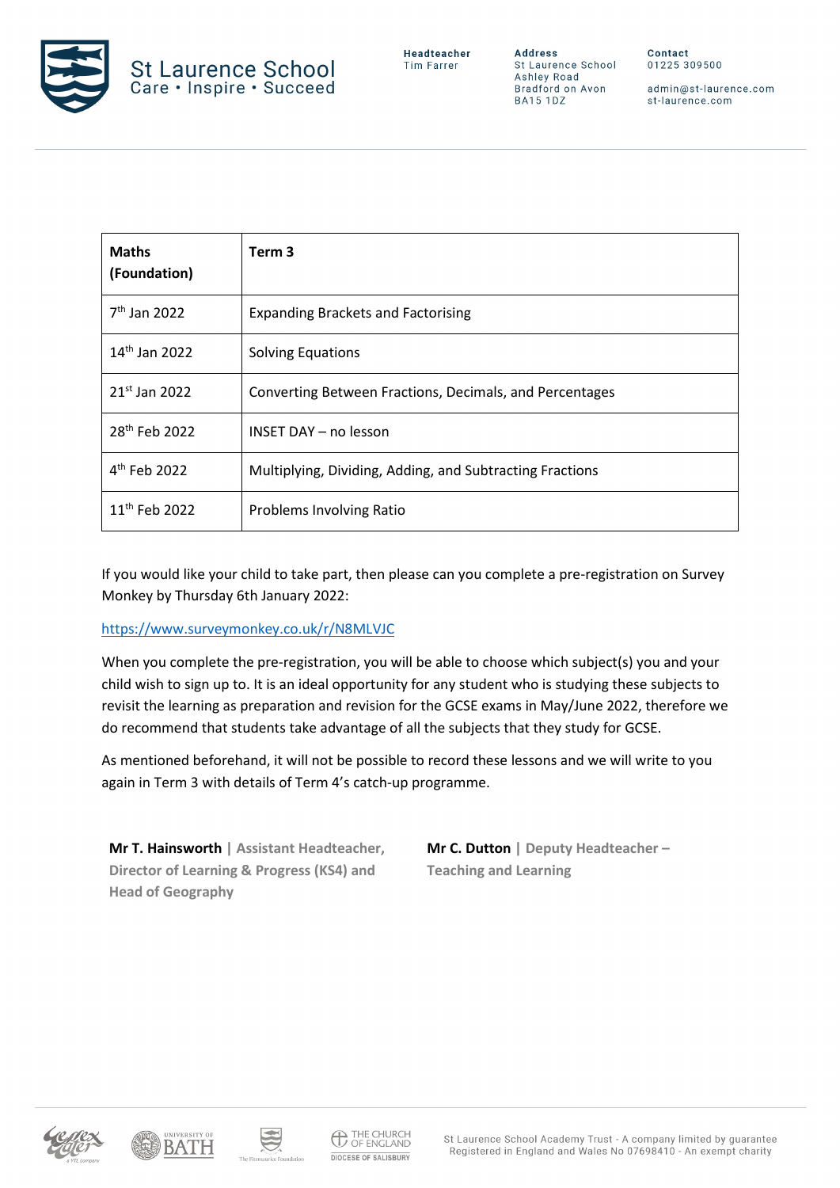| Maths (Foundation) | Term 3 |
|---|---|
| 7th Jan 2022 | Expanding Brackets and Factorising |
| 14th Jan 2022 | Solving Equations |
| 21st Jan 2022 | Converting Between Fractions, Decimals, and Percentages |
| 28th Feb 2022 | INSET DAY – no lesson |
| 4th Feb 2022 | Multiplying, Dividing, Adding, and Subtracting Fractions |
| 11th Feb 2022 | Problems Involving Ratio |

If you would like your child to take part, then please can you complete a pre-registration on Survey Monkey by Thursday 6th January 2022:

https://www.surveymonkey.co.uk/r/N8MLVJC

When you complete the pre-registration, you will be able to choose which subject(s) you and your child wish to sign up to. It is an ideal opportunity for any student who is studying these subjects to revisit the learning as preparation and revision for the GCSE exams in May/June 2022, therefore we do recommend that students take advantage of all the subjects that they study for GCSE.

As mentioned beforehand, it will not be possible to record these lessons and we will write to you again in Term 3 with details of Term 4's catch-up programme.

**Mr T. Hainsworth** | Assistant Headteacher, Director of Learning & Progress (KS4) and Head of Geography

**Mr C. Dutton** | Deputy Headteacher – Teaching and Learning